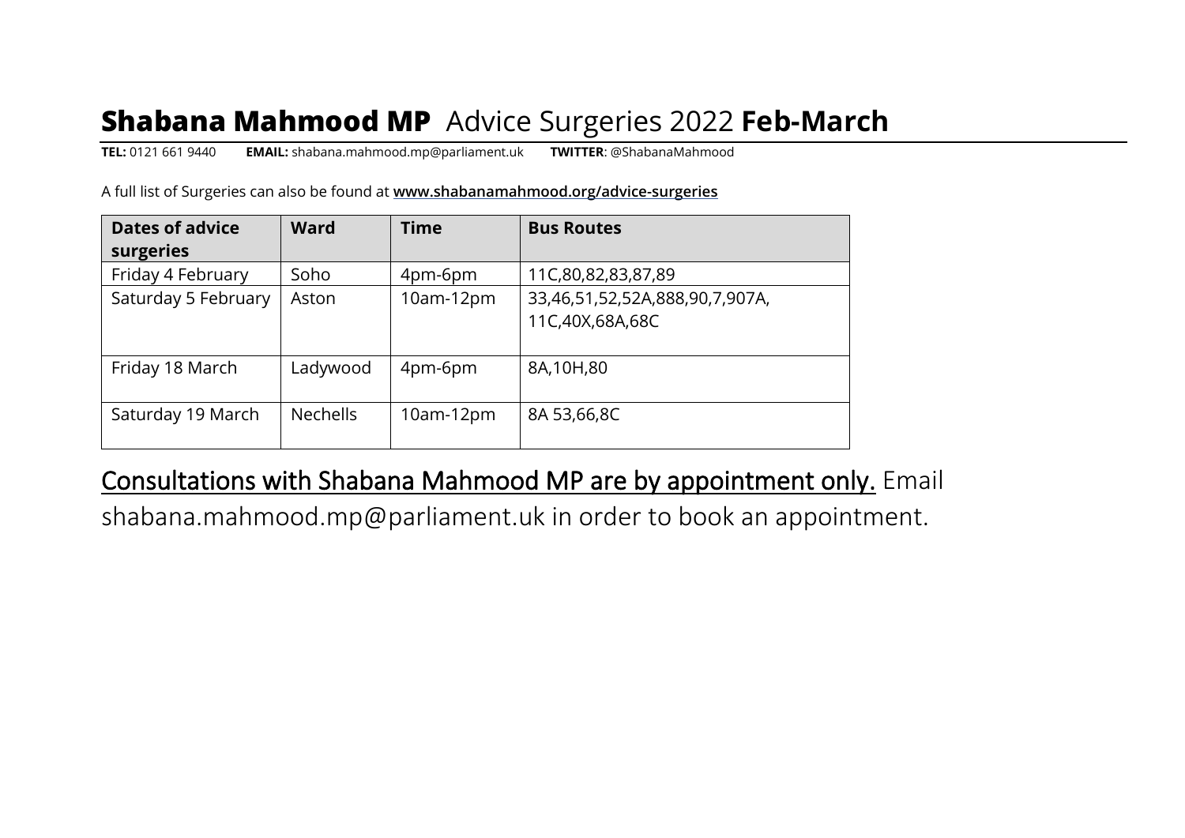# **Shabana Mahmood MP** Advice Surgeries 2022 **Feb-March**

**TEL:** 0121 661 9440 **EMAIL:** shabana.mahmood.mp@parliament.uk **TWITTER**: @ShabanaMahmood

A full list of Surgeries can also be found at **www.shabanamahmood.org/advice-surgeries**

| Dates of advice surgeries | Ward | Time | Bus Routes |
|---|---|---|---|
| Friday 4 February | Soho | 4pm-6pm | 11C,80,82,83,87,89 |
| Saturday 5 February | Aston | 10am-12pm | 33,46,51,52,52A,888,90,7,907A, 11C,40X,68A,68C |
| Friday 18 March | Ladywood | 4pm-6pm | 8A,10H,80 |
| Saturday 19 March | Nechells | 10am-12pm | 8A 53,66,8C |

Consultations with Shabana Mahmood MP are by appointment only. Email shabana.mahmood.mp@parliament.uk in order to book an appointment.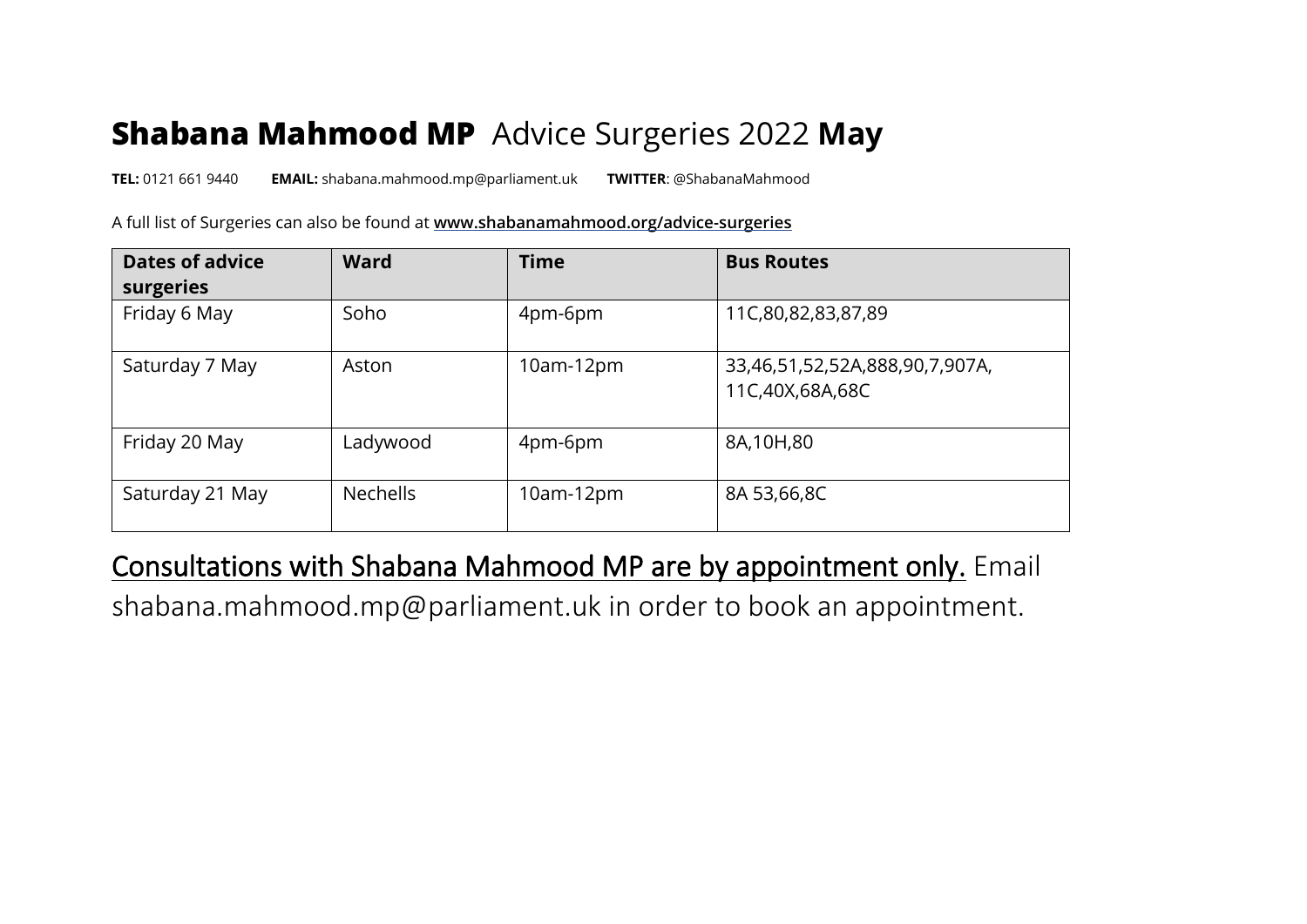# **Shabana Mahmood MP** Advice Surgeries 2022 **May**

**TEL:** 0121 661 9440 **EMAIL:** shabana.mahmood.mp@parliament.uk **TWITTER**: @ShabanaMahmood

A full list of Surgeries can also be found at **www.shabanamahmood.org/advice-surgeries**

| Dates of advice surgeries | Ward | Time | Bus Routes |
|---|---|---|---|
| Friday 6 May | Soho | 4pm-6pm | 11C,80,82,83,87,89 |
| Saturday 7 May | Aston | 10am-12pm | 33,46,51,52,52A,888,90,7,907A, 11C,40X,68A,68C |
| Friday 20 May | Ladywood | 4pm-6pm | 8A,10H,80 |
| Saturday 21 May | Nechells | 10am-12pm | 8A 53,66,8C |

Consultations with Shabana Mahmood MP are by appointment only. Email shabana.mahmood.mp@parliament.uk in order to book an appointment.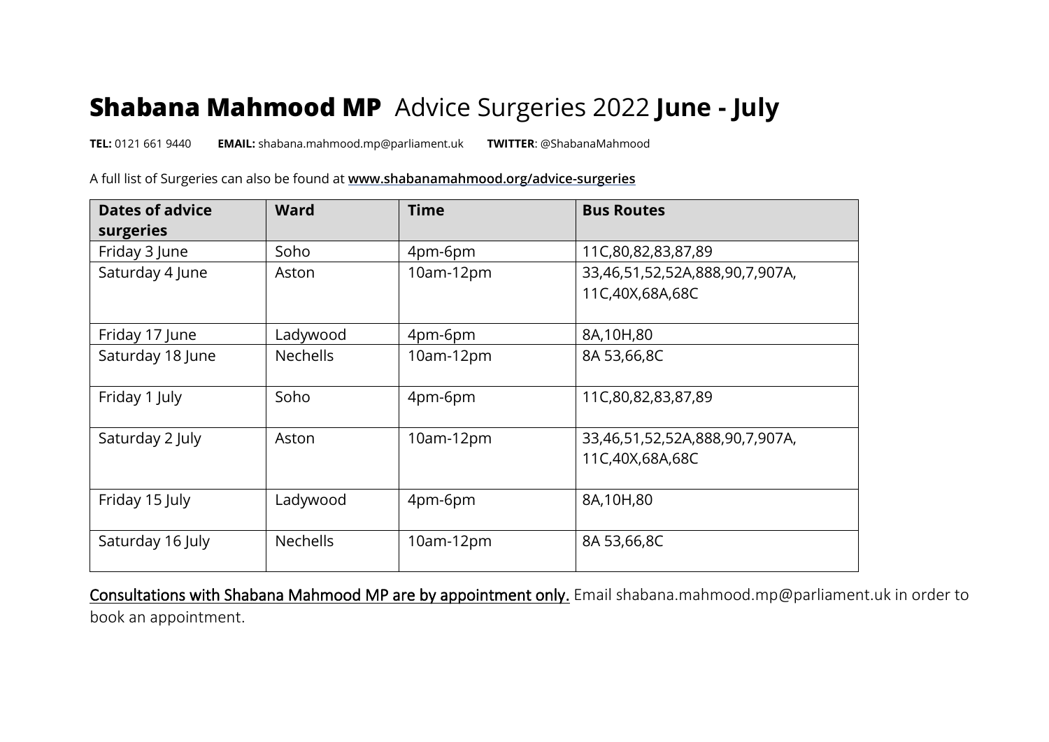# **Shabana Mahmood MP** Advice Surgeries 2022 **June - July**

**TEL:** 0121 661 9440 **EMAIL:** shabana.mahmood.mp@parliament.uk **TWITTER**: @ShabanaMahmood

A full list of Surgeries can also be found at **www.shabanamahmood.org/advice-surgeries**

| Dates of advice surgeries | Ward | Time | Bus Routes |
|---|---|---|---|
| Friday 3 June | Soho | 4pm-6pm | 11C,80,82,83,87,89 |
| Saturday 4 June | Aston | 10am-12pm | 33,46,51,52,52A,888,90,7,907A, 11C,40X,68A,68C |
| Friday 17 June | Ladywood | 4pm-6pm | 8A,10H,80 |
| Saturday 18 June | Nechells | 10am-12pm | 8A 53,66,8C |
| Friday 1 July | Soho | 4pm-6pm | 11C,80,82,83,87,89 |
| Saturday 2 July | Aston | 10am-12pm | 33,46,51,52,52A,888,90,7,907A, 11C,40X,68A,68C |
| Friday 15 July | Ladywood | 4pm-6pm | 8A,10H,80 |
| Saturday 16 July | Nechells | 10am-12pm | 8A 53,66,8C |

Consultations with Shabana Mahmood MP are by appointment only. Email shabana.mahmood.mp@parliament.uk in order to book an appointment.